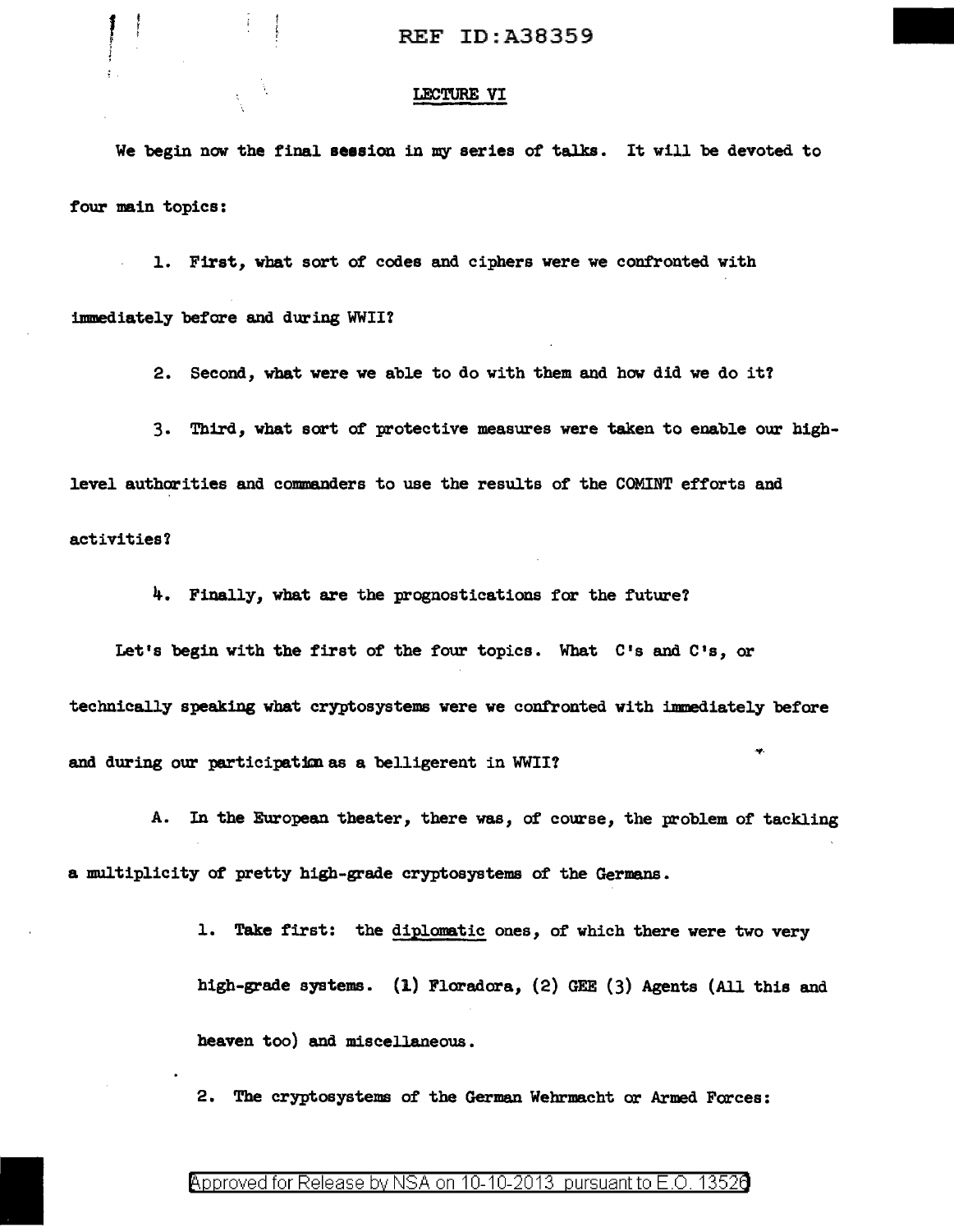REF ID:A38359

## LECTURE VI

We begin now the final session in my series of talks. It will be devoted to four main topics:

1. First, what sort of codes and ciphers were we confronted with immediately before and during WWII?

2. Second, what were we able to do with them and how did we do it?

3. Third, what sort of protective measures were taken to enable our high-level authorities and commanders to use the results of the COMINT efforts and activities?

4. Finally, what are the prognostications for the future?

Let's begin with the first of the four topics. What C's and C's, or technically speaking what cryptosystems were we confronted with immediately before and during our participation as a belligerent in WWII?

A. In the European theater, there was, of course, the problem of tackling a multiplicity of pretty high-grade cryptosystems of the Germans.

1. Take first: the <u>diplomatic</u> ones, of which there were two very high-grade systems. (1) Floradora, (2) GEE (3) Agents (All this and heaven too) and miscellaneous.

2. The cryptosystems of the German Wehrmacht or Armed Forces:

Approved for Release by NSA on 10-10-2013 pursuant to E.O. 13526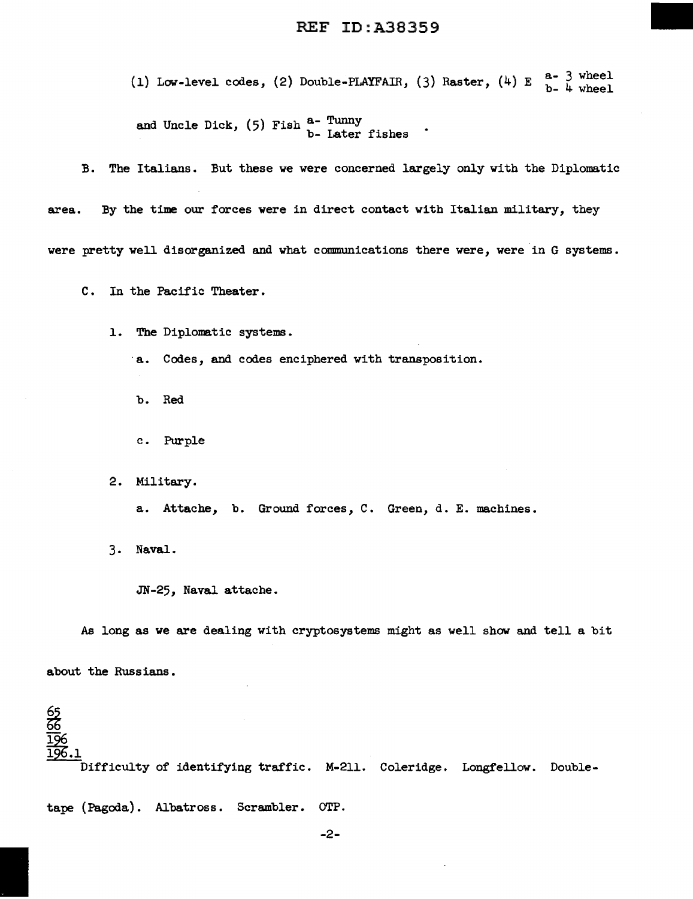(1) Low-level codes, (2) Double-PLAYFAIR, (3) Raster, (4) E a- 3 wheel / b- 4 wheel

and Uncle Dick, (5) Fish a- Tunny / b- Later fishes .

B. The Italians. But these we were concerned largely only with the Diplomatic area. By the time our forces were in direct contact with Italian military, they were pretty well disorganized and what communications there were, were in G systems.

C. In the Pacific Theater.

1. The Diplomatic systems.

   a. Codes, and codes enciphered with transposition.

   b. Red

   c. Purple

2. Military.

   a. Attache, b. Ground forces, C. Green, d. E. machines.

3. Naval.

   JN-25, Naval attache.

As long as we are dealing with cryptosystems might as well show and tell a bit about the Russians.

65
66
196
196.1

Difficulty of identifying traffic. M-211. Coleridge. Longfellow. Double-tape (Pagoda). Albatross. Scrambler. OTP.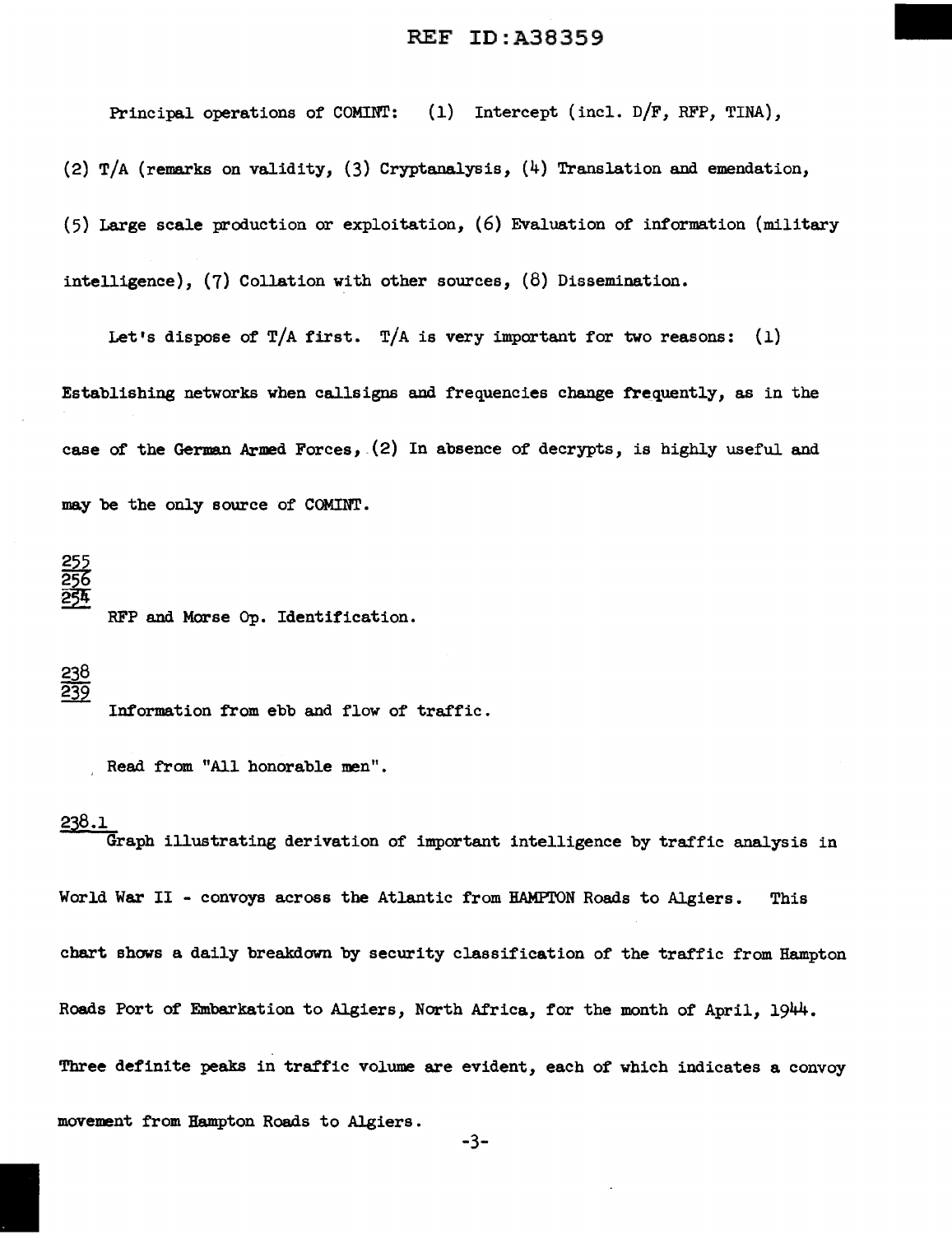Principal operations of COMINT: (1) Intercept (incl. D/F, RFP, TINA), (2) T/A (remarks on validity, (3) Cryptanalysis, (4) Translation and emendation, (5) Large scale production or exploitation, (6) Evaluation of information (military intelligence), (7) Collation with other sources, (8) Dissemination.

Let's dispose of T/A first. T/A is very important for two reasons: (1) Establishing networks when callsigns and frequencies change frequently, as in the case of the German Armed Forces, (2) In absence of decrypts, is highly useful and may be the only source of COMINT.

255
256
254

RFP and Morse Op. Identification.

238
239

Information from ebb and flow of traffic.

Read from "All honorable men".

238.1

Graph illustrating derivation of important intelligence by traffic analysis in World War II - convoys across the Atlantic from HAMPTON Roads to Algiers. This chart shows a daily breakdown by security classification of the traffic from Hampton Roads Port of Embarkation to Algiers, North Africa, for the month of April, 1944. Three definite peaks in traffic volume are evident, each of which indicates a convoy movement from Hampton Roads to Algiers.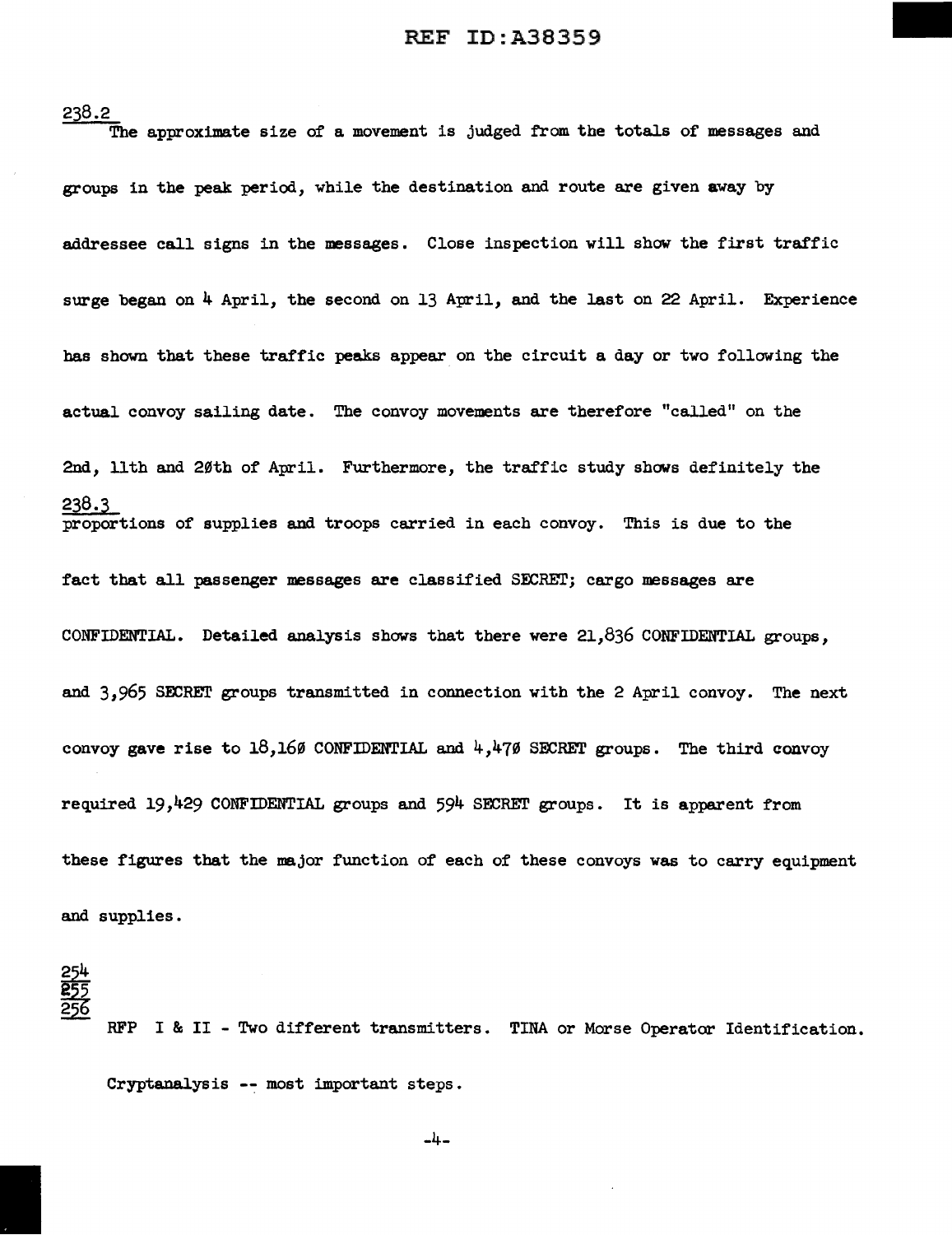238.2

The approximate size of a movement is judged from the totals of messages and groups in the peak period, while the destination and route are given away by addressee call signs in the messages. Close inspection will show the first traffic surge began on 4 April, the second on 13 April, and the last on 22 April. Experience has shown that these traffic peaks appear on the circuit a day or two following the actual convoy sailing date. The convoy movements are therefore "called" on the 2nd, 11th and 20th of April. Furthermore, the traffic study shows definitely the

238.3

proportions of supplies and troops carried in each convoy. This is due to the fact that all passenger messages are classified SECRET; cargo messages are CONFIDENTIAL. Detailed analysis shows that there were 21,836 CONFIDENTIAL groups, and 3,965 SECRET groups transmitted in connection with the 2 April convoy. The next convoy gave rise to 18,160 CONFIDENTIAL and 4,470 SECRET groups. The third convoy required 19,429 CONFIDENTIAL groups and 594 SECRET groups. It is apparent from these figures that the major function of each of these convoys was to carry equipment and supplies.

254
255
256

RFP I & II - Two different transmitters. TINA or Morse Operator Identification.

Cryptanalysis -- most important steps.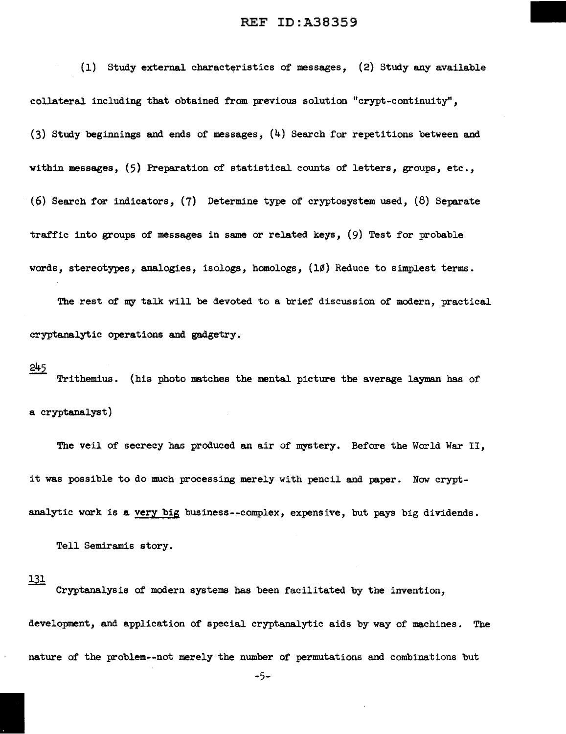(1) Study external characteristics of messages, (2) Study any available collateral including that obtained from previous solution "crypt-continuity", (3) Study beginnings and ends of messages, (4) Search for repetitions between and within messages, (5) Preparation of statistical counts of letters, groups, etc., (6) Search for indicators, (7) Determine type of cryptosystem used, (8) Separate traffic into groups of messages in same or related keys, (9) Test for probable words, stereotypes, analogies, isologs, homologs, (1Ø) Reduce to simplest terms.

The rest of my talk will be devoted to a brief discussion of modern, practical cryptanalytic operations and gadgetry.

245

Trithemius. (his photo matches the mental picture the average layman has of a cryptanalyst)

The veil of secrecy has produced an air of mystery. Before the World War II, it was possible to do much processing merely with pencil and paper. Now cryptanalytic work is a <u>very big</u> business--complex, expensive, but pays big dividends.

Tell Semiramis story.

131

Cryptanalysis of modern systems has been facilitated by the invention, development, and application of special cryptanalytic aids by way of machines. The nature of the problem--not merely the number of permutations and combinations but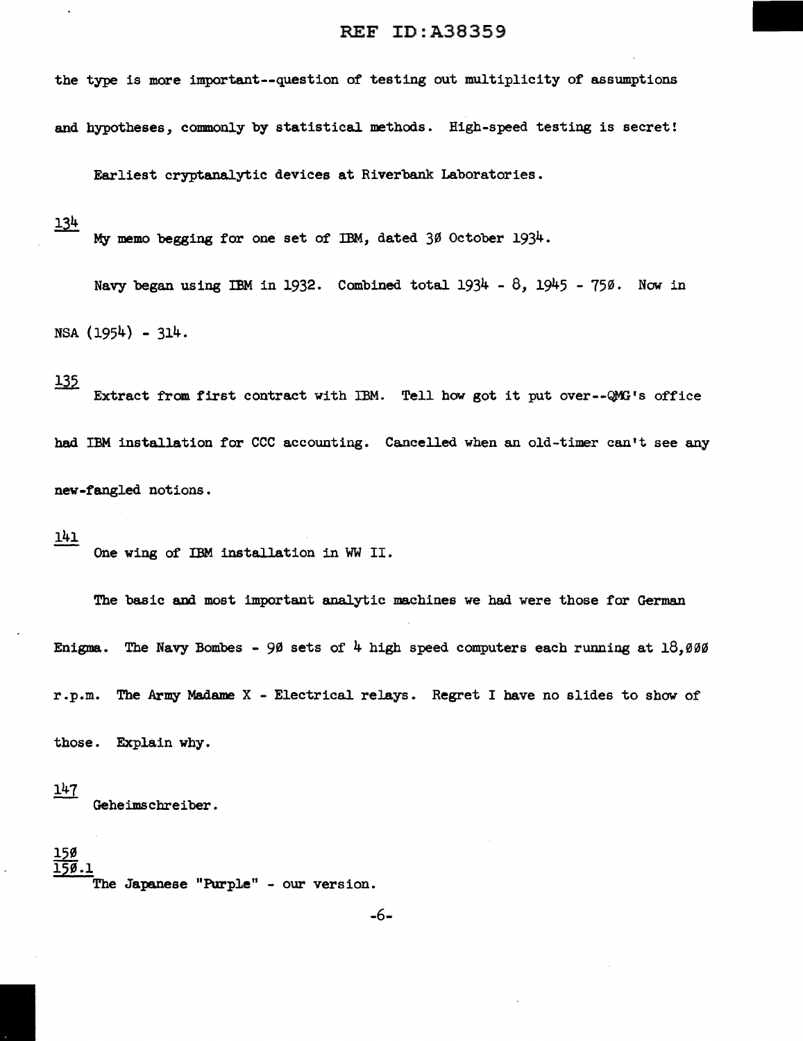the type is more important--question of testing out multiplicity of assumptions and hypotheses, commonly by statistical methods. High-speed testing is secret!

Earliest cryptanalytic devices at Riverbank Laboratories.

134

My memo begging for one set of IBM, dated 30 October 1934.

Navy began using IBM in 1932. Combined total 1934 - 8, 1945 - 750. Now in NSA (1954) - 314.

135

Extract from first contract with IBM. Tell how got it put over--QMG's office had IBM installation for CCC accounting. Cancelled when an old-timer can't see any new-fangled notions.

141

One wing of IBM installation in WW II.

The basic and most important analytic machines we had were those for German Enigma. The Navy Bombes - 90 sets of 4 high speed computers each running at 18,000 r.p.m. The Army Madame X - Electrical relays. Regret I have no slides to show of those. Explain why.

147

Geheimschreiber.

150
150.1

The Japanese "Purple" - our version.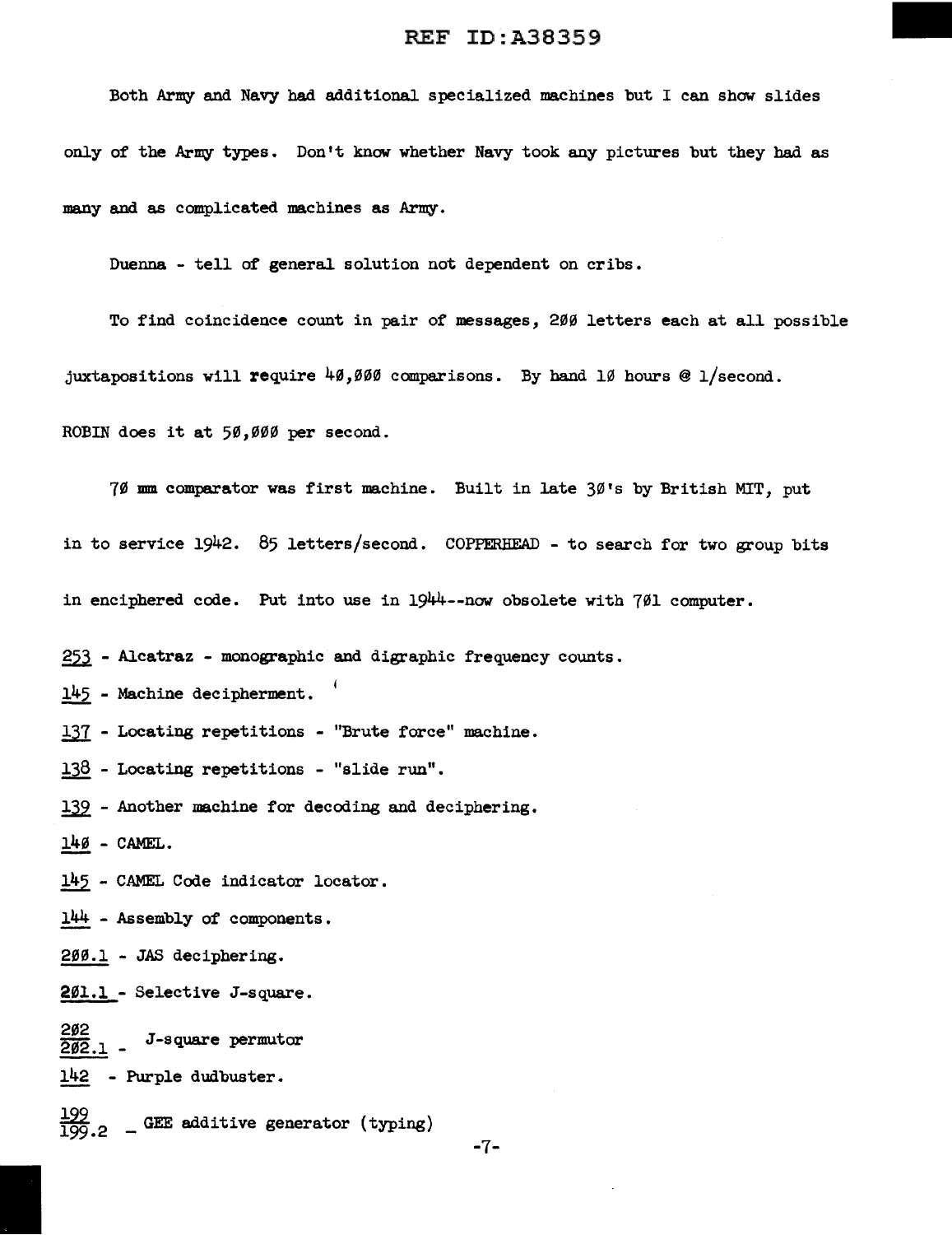Both Army and Navy had additional specialized machines but I can show slides only of the Army types. Don't know whether Navy took any pictures but they had as many and as complicated machines as Army.

Duenna - tell of general solution not dependent on cribs.

To find coincidence count in pair of messages, 200 letters each at all possible juxtapositions will require 40,000 comparisons. By hand 10 hours @ 1/second. ROBIN does it at 50,000 per second.

70 mm comparator was first machine. Built in late 30's by British MIT, put in to service 1942. 85 letters/second. COPPERHEAD - to search for two group bits in enciphered code. Put into use in 1944--now obsolete with 701 computer.

253 - Alcatraz - monographic and digraphic frequency counts.

145 - Machine decipherment.

137 - Locating repetitions - "Brute force" machine.

138 - Locating repetitions - "slide run".

139 - Another machine for decoding and deciphering.

140 - CAMEL.

145 - CAMEL Code indicator locator.

144 - Assembly of components.

200.1 - JAS deciphering.

201.1 - Selective J-square.

202
202.1 - J-square permutor

142 - Purple dudbuster.

199
199.2 - GEE additive generator (typing)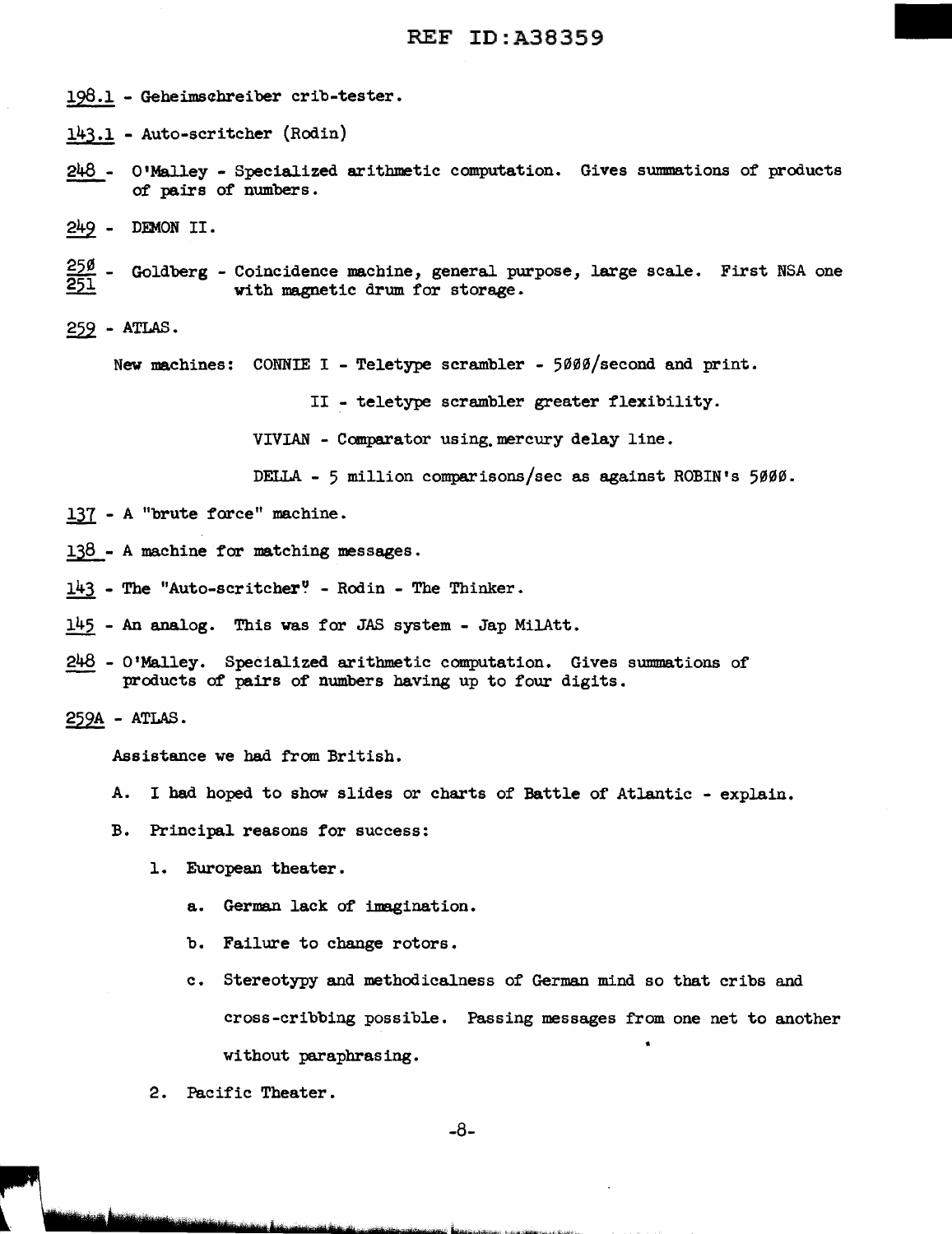198.1 - Geheimschreiber crib-tester.

143.1 - Auto-scritcher (Rodin)

248 - O'Malley - Specialized arithmetic computation. Gives summations of products of pairs of numbers.

249 - DEMON II.

250 251 - Goldberg - Coincidence machine, general purpose, large scale. First NSA one with magnetic drum for storage.

259 - ATLAS.

New machines: CONNIE I - Teletype scrambler - 5000/second and print.

II - teletype scrambler greater flexibility.

VIVIAN - Comparator using mercury delay line.

DELLA - 5 million comparisons/sec as against ROBIN's 5000.

137 - A "brute force" machine.

138 - A machine for matching messages.

143 - The "Auto-scritcher" - Rodin - The Thinker.

145 - An analog. This was for JAS system - Jap MilAtt.

248 - O'Malley. Specialized arithmetic computation. Gives summations of products of pairs of numbers having up to four digits.

259A - ATLAS.

Assistance we had from British.

A. I had hoped to show slides or charts of Battle of Atlantic - explain.

B. Principal reasons for success:

1. European theater.

   a. German lack of imagination.

   b. Failure to change rotors.

   c. Stereotypy and methodicalness of German mind so that cribs and cross-cribbing possible. Passing messages from one net to another without paraphrasing.

2. Pacific Theater.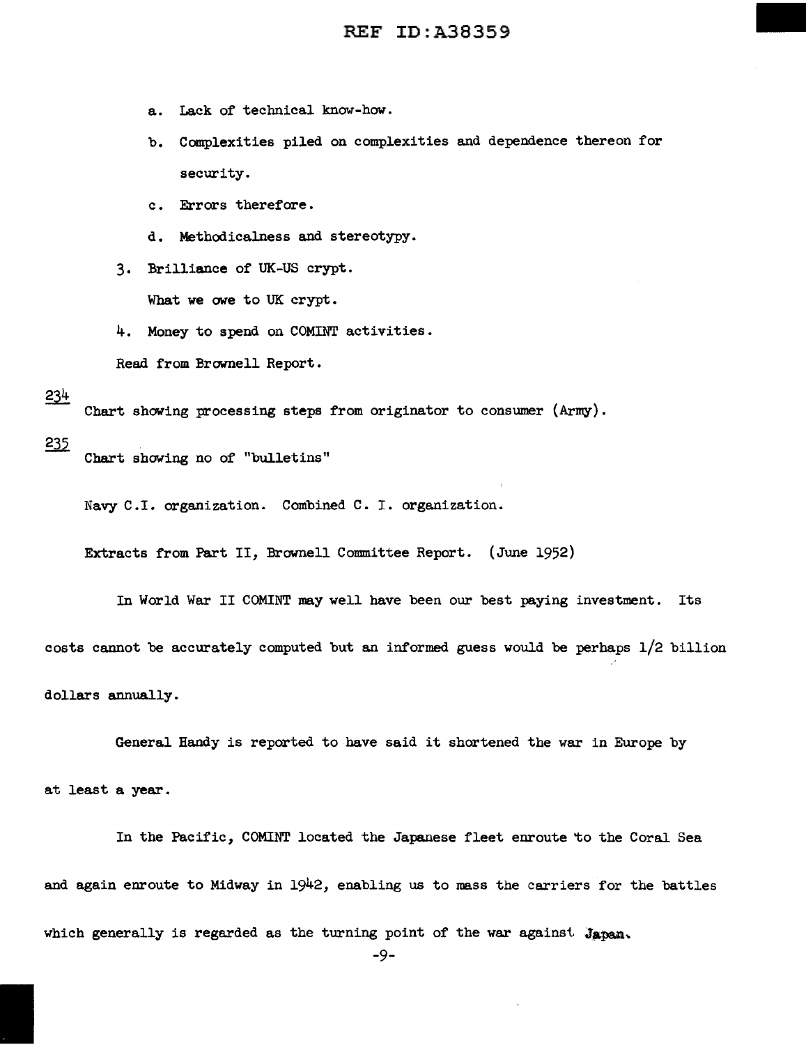a. Lack of technical know-how.

   b. Complexities piled on complexities and dependence thereon for security.

   c. Errors therefore.

   d. Methodicalness and stereotypy.

3. Brilliance of UK-US crypt.

   What we owe to UK crypt.

4. Money to spend on COMINT activities.

Read from Brownell Report.

234

Chart showing processing steps from originator to consumer (Army).

235

Chart showing no of "bulletins"

Navy C.I. organization. Combined C. I. organization.

Extracts from Part II, Brownell Committee Report. (June 1952)

In World War II COMINT may well have been our best paying investment. Its costs cannot be accurately computed but an informed guess would be perhaps 1/2 billion dollars annually.

General Handy is reported to have said it shortened the war in Europe by at least a year.

In the Pacific, COMINT located the Japanese fleet enroute to the Coral Sea and again enroute to Midway in 1942, enabling us to mass the carriers for the battles which generally is regarded as the turning point of the war against Japan.